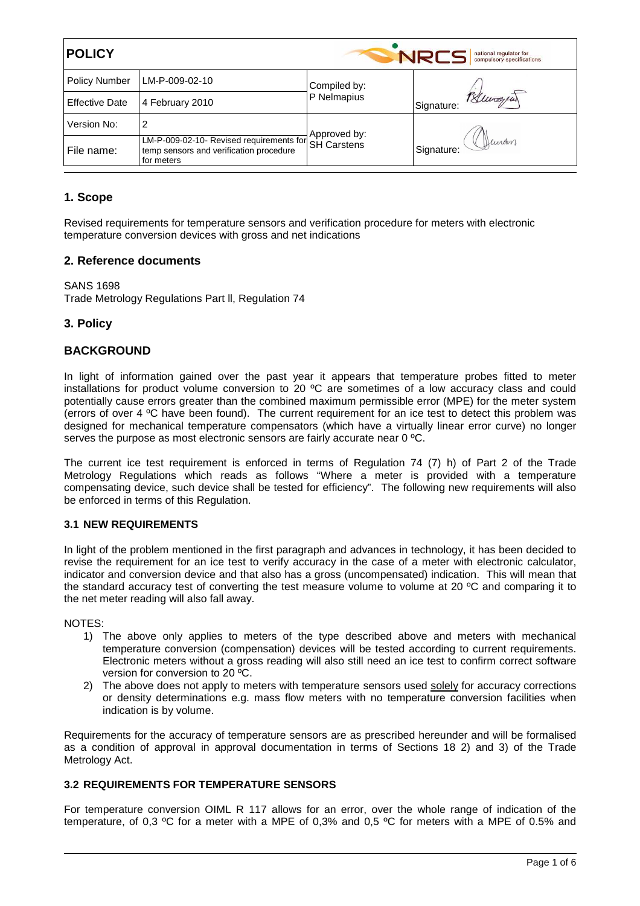| POLICY | | NRCS national regulator for compulsory specifications | |
|---|---|---|---|
| Policy Number | LM-P-009-02-10 | Compiled by: P Nelmapius | Signature: |
| Effective Date | 4 February 2010 | | |
| Version No: | 2 | Approved by: SH Carstens | Signature: |
| File name: | LM-P-009-02-10- Revised requirements for temp sensors and verification procedure for meters | | |

## 1. Scope

Revised requirements for temperature sensors and verification procedure for meters with electronic temperature conversion devices with gross and net indications

## 2. Reference documents

SANS 1698
Trade Metrology Regulations Part ll, Regulation 74

## 3. Policy

## BACKGROUND

In light of information gained over the past year it appears that temperature probes fitted to meter installations for product volume conversion to 20 ºC are sometimes of a low accuracy class and could potentially cause errors greater than the combined maximum permissible error (MPE) for the meter system (errors of over 4 ºC have been found). The current requirement for an ice test to detect this problem was designed for mechanical temperature compensators (which have a virtually linear error curve) no longer serves the purpose as most electronic sensors are fairly accurate near 0 ºC.

The current ice test requirement is enforced in terms of Regulation 74 (7) h) of Part 2 of the Trade Metrology Regulations which reads as follows "Where a meter is provided with a temperature compensating device, such device shall be tested for efficiency". The following new requirements will also be enforced in terms of this Regulation.

### 3.1 NEW REQUIREMENTS

In light of the problem mentioned in the first paragraph and advances in technology, it has been decided to revise the requirement for an ice test to verify accuracy in the case of a meter with electronic calculator, indicator and conversion device and that also has a gross (uncompensated) indication. This will mean that the standard accuracy test of converting the test measure volume to volume at 20 ºC and comparing it to the net meter reading will also fall away.

NOTES:

1) The above only applies to meters of the type described above and meters with mechanical temperature conversion (compensation) devices will be tested according to current requirements. Electronic meters without a gross reading will also still need an ice test to confirm correct software version for conversion to 20 ºC.
2) The above does not apply to meters with temperature sensors used solely for accuracy corrections or density determinations e.g. mass flow meters with no temperature conversion facilities when indication is by volume.

Requirements for the accuracy of temperature sensors are as prescribed hereunder and will be formalised as a condition of approval in approval documentation in terms of Sections 18 2) and 3) of the Trade Metrology Act.

### 3.2 REQUIREMENTS FOR TEMPERATURE SENSORS

For temperature conversion OIML R 117 allows for an error, over the whole range of indication of the temperature, of 0,3 ºC for a meter with a MPE of 0,3% and 0,5 ºC for meters with a MPE of 0.5% and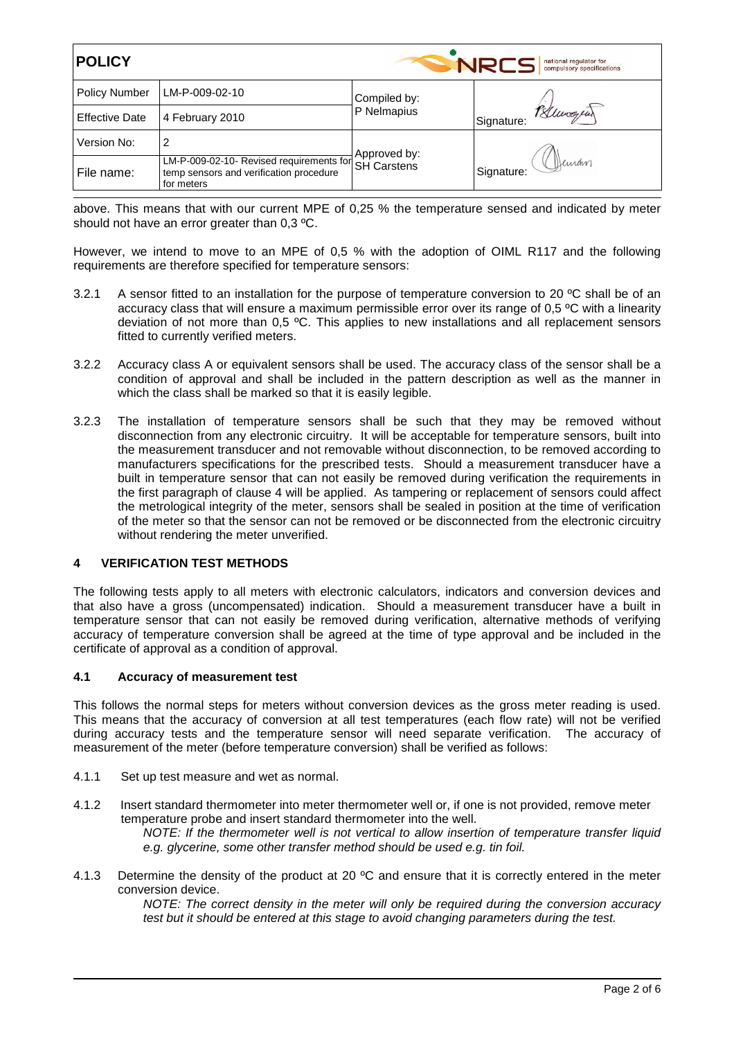above. This means that with our current MPE of 0,25 % the temperature sensed and indicated by meter should not have an error greater than 0,3 ºC.

However, we intend to move to an MPE of 0,5 % with the adoption of OIML R117 and the following requirements are therefore specified for temperature sensors:

3.2.1 A sensor fitted to an installation for the purpose of temperature conversion to 20 ºC shall be of an accuracy class that will ensure a maximum permissible error over its range of 0,5 ºC with a linearity deviation of not more than 0,5 ºC. This applies to new installations and all replacement sensors fitted to currently verified meters.

3.2.2 Accuracy class A or equivalent sensors shall be used. The accuracy class of the sensor shall be a condition of approval and shall be included in the pattern description as well as the manner in which the class shall be marked so that it is easily legible.

3.2.3 The installation of temperature sensors shall be such that they may be removed without disconnection from any electronic circuitry. It will be acceptable for temperature sensors, built into the measurement transducer and not removable without disconnection, to be removed according to manufacturers specifications for the prescribed tests. Should a measurement transducer have a built in temperature sensor that can not easily be removed during verification the requirements in the first paragraph of clause 4 will be applied. As tampering or replacement of sensors could affect the metrological integrity of the meter, sensors shall be sealed in position at the time of verification of the meter so that the sensor can not be removed or be disconnected from the electronic circuitry without rendering the meter unverified.

## 4 VERIFICATION TEST METHODS

The following tests apply to all meters with electronic calculators, indicators and conversion devices and that also have a gross (uncompensated) indication. Should a measurement transducer have a built in temperature sensor that can not easily be removed during verification, alternative methods of verifying accuracy of temperature conversion shall be agreed at the time of type approval and be included in the certificate of approval as a condition of approval.

### 4.1 Accuracy of measurement test

This follows the normal steps for meters without conversion devices as the gross meter reading is used. This means that the accuracy of conversion at all test temperatures (each flow rate) will not be verified during accuracy tests and the temperature sensor will need separate verification. The accuracy of measurement of the meter (before temperature conversion) shall be verified as follows:

4.1.1 Set up test measure and wet as normal.

4.1.2 Insert standard thermometer into meter thermometer well or, if one is not provided, remove meter temperature probe and insert standard thermometer into the well.

*NOTE: If the thermometer well is not vertical to allow insertion of temperature transfer liquid e.g. glycerine, some other transfer method should be used e.g. tin foil.*

4.1.3 Determine the density of the product at 20 ºC and ensure that it is correctly entered in the meter conversion device.

*NOTE: The correct density in the meter will only be required during the conversion accuracy test but it should be entered at this stage to avoid changing parameters during the test.*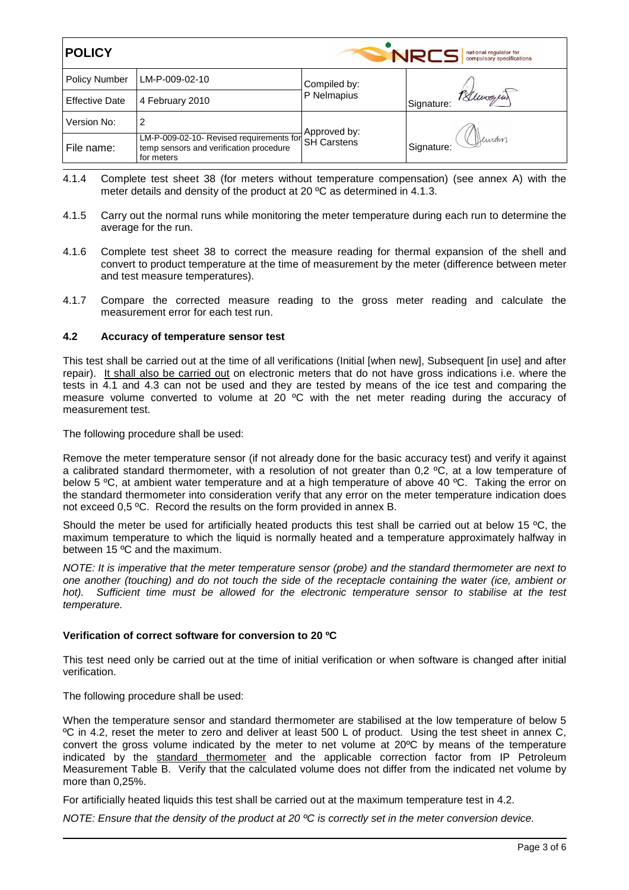4.1.4 Complete test sheet 38 (for meters without temperature compensation) (see annex A) with the meter details and density of the product at 20 ºC as determined in 4.1.3.

4.1.5 Carry out the normal runs while monitoring the meter temperature during each run to determine the average for the run.

4.1.6 Complete test sheet 38 to correct the measure reading for thermal expansion of the shell and convert to product temperature at the time of measurement by the meter (difference between meter and test measure temperatures).

4.1.7 Compare the corrected measure reading to the gross meter reading and calculate the measurement error for each test run.

### 4.2 Accuracy of temperature sensor test

This test shall be carried out at the time of all verifications (Initial [when new], Subsequent [in use] and after repair). It shall also be carried out on electronic meters that do not have gross indications i.e. where the tests in 4.1 and 4.3 can not be used and they are tested by means of the ice test and comparing the measure volume converted to volume at 20 ºC with the net meter reading during the accuracy of measurement test.

The following procedure shall be used:

Remove the meter temperature sensor (if not already done for the basic accuracy test) and verify it against a calibrated standard thermometer, with a resolution of not greater than 0,2 ºC, at a low temperature of below 5 ºC, at ambient water temperature and at a high temperature of above 40 ºC. Taking the error on the standard thermometer into consideration verify that any error on the meter temperature indication does not exceed 0,5 ºC. Record the results on the form provided in annex B.

Should the meter be used for artificially heated products this test shall be carried out at below 15 ºC, the maximum temperature to which the liquid is normally heated and a temperature approximately halfway in between 15 ºC and the maximum.

*NOTE: It is imperative that the meter temperature sensor (probe) and the standard thermometer are next to one another (touching) and do not touch the side of the receptacle containing the water (ice, ambient or hot). Sufficient time must be allowed for the electronic temperature sensor to stabilise at the test temperature.*

### Verification of correct software for conversion to 20 ºC

This test need only be carried out at the time of initial verification or when software is changed after initial verification.

The following procedure shall be used:

When the temperature sensor and standard thermometer are stabilised at the low temperature of below 5 ºC in 4.2, reset the meter to zero and deliver at least 500 L of product. Using the test sheet in annex C, convert the gross volume indicated by the meter to net volume at 20ºC by means of the temperature indicated by the standard thermometer and the applicable correction factor from IP Petroleum Measurement Table B. Verify that the calculated volume does not differ from the indicated net volume by more than 0,25%.

For artificially heated liquids this test shall be carried out at the maximum temperature test in 4.2.

*NOTE: Ensure that the density of the product at 20 ºC is correctly set in the meter conversion device.*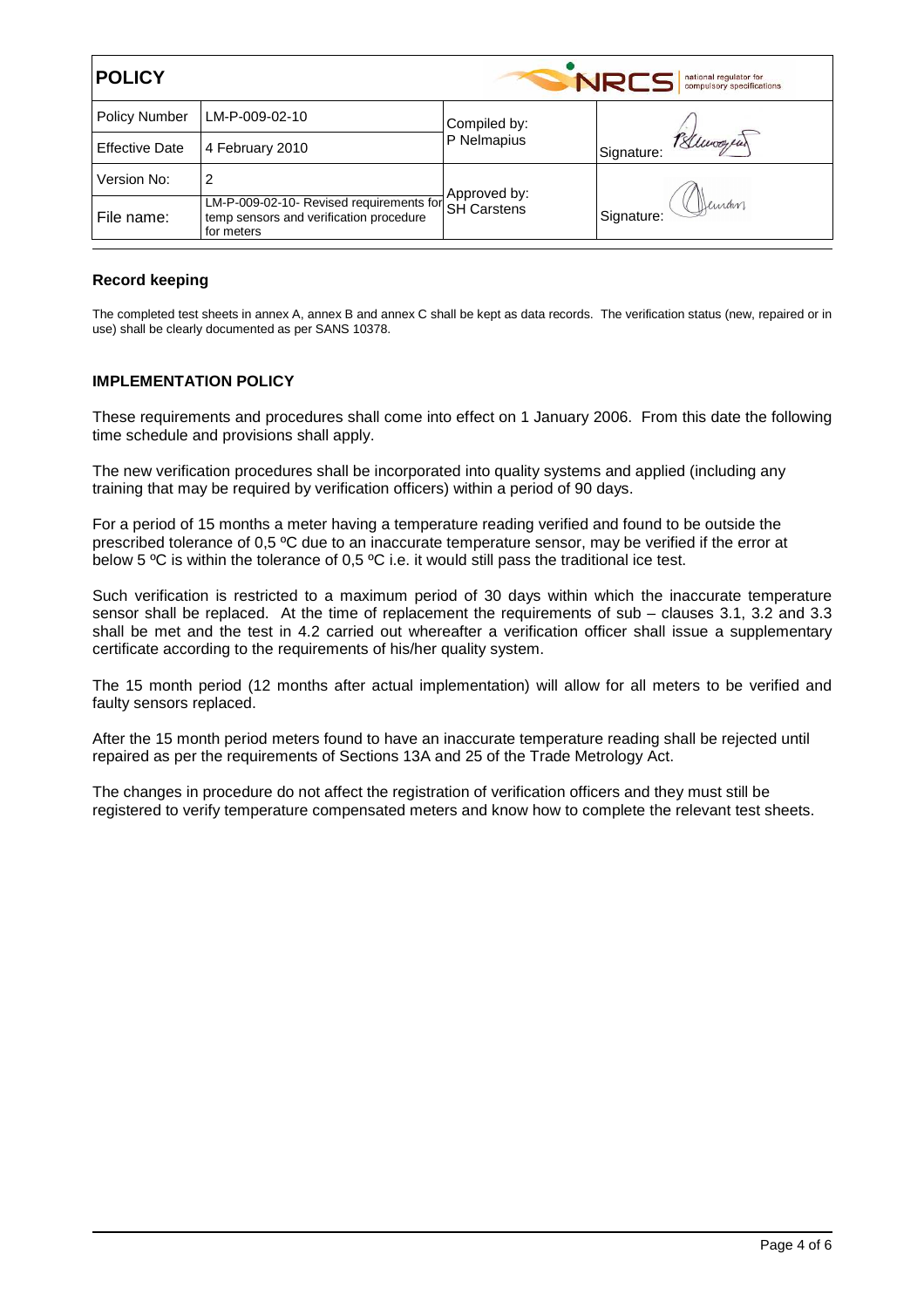**Record keeping**

The completed test sheets in annex A, annex B and annex C shall be kept as data records. The verification status (new, repaired or in use) shall be clearly documented as per SANS 10378.

**IMPLEMENTATION POLICY**

These requirements and procedures shall come into effect on 1 January 2006. From this date the following time schedule and provisions shall apply.

The new verification procedures shall be incorporated into quality systems and applied (including any training that may be required by verification officers) within a period of 90 days.

For a period of 15 months a meter having a temperature reading verified and found to be outside the prescribed tolerance of 0,5 ºC due to an inaccurate temperature sensor, may be verified if the error at below 5 ºC is within the tolerance of 0,5 ºC i.e. it would still pass the traditional ice test.

Such verification is restricted to a maximum period of 30 days within which the inaccurate temperature sensor shall be replaced. At the time of replacement the requirements of sub – clauses 3.1, 3.2 and 3.3 shall be met and the test in 4.2 carried out whereafter a verification officer shall issue a supplementary certificate according to the requirements of his/her quality system.

The 15 month period (12 months after actual implementation) will allow for all meters to be verified and faulty sensors replaced.

After the 15 month period meters found to have an inaccurate temperature reading shall be rejected until repaired as per the requirements of Sections 13A and 25 of the Trade Metrology Act.

The changes in procedure do not affect the registration of verification officers and they must still be registered to verify temperature compensated meters and know how to complete the relevant test sheets.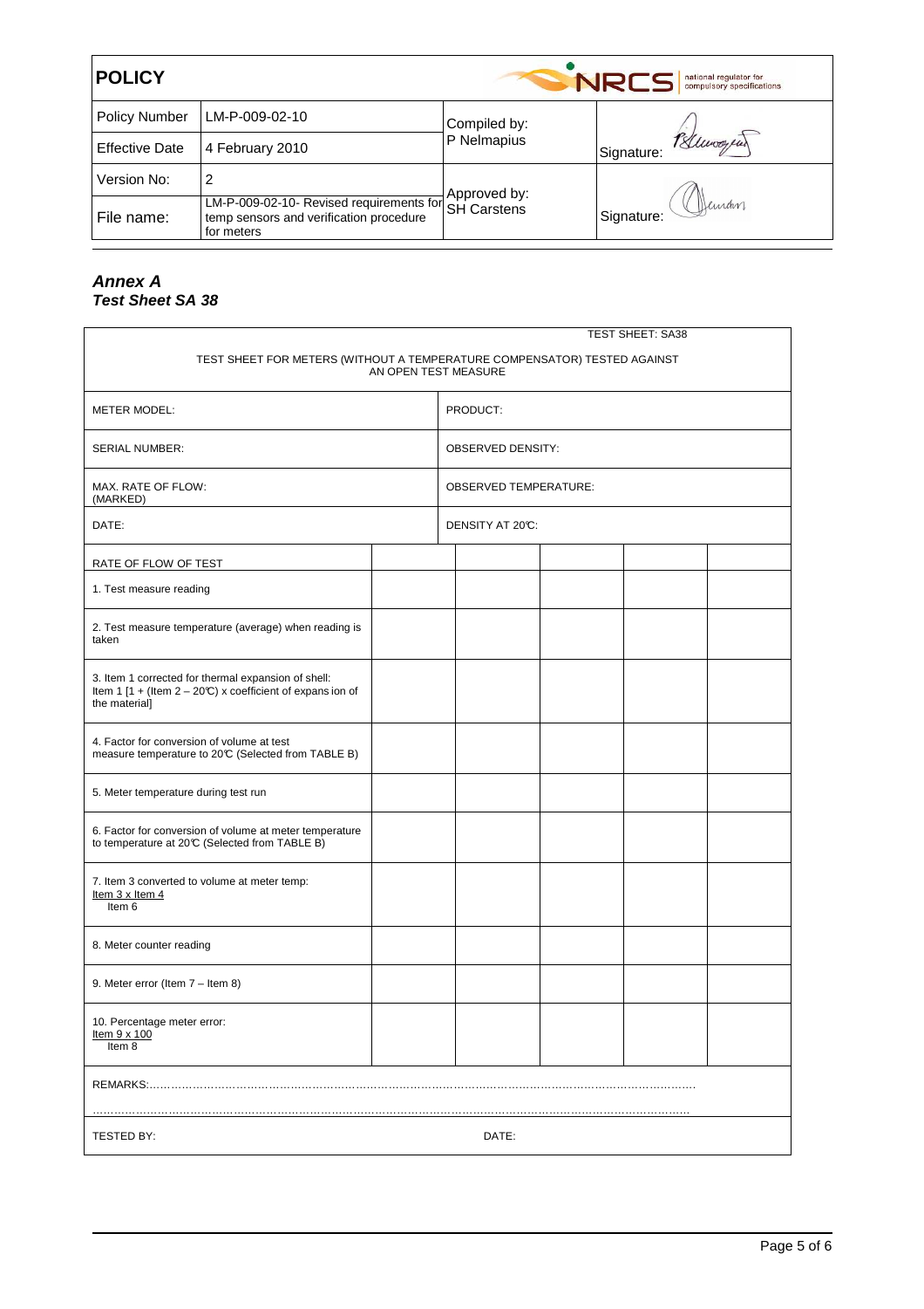| **POLICY** | | | NRCS national regulator for compulsory specifications |
|---|---|---|---|
| Policy Number | LM-P-009-02-10 | Compiled by: P Nelmapius | Signature: |
| Effective Date | 4 February 2010 | | |
| Version No: | 2 | Approved by: SH Carstens | Signature: |
| File name: | LM-P-009-02-10- Revised requirements for temp sensors and verification procedure for meters | | |

***Annex A***
***Test Sheet SA 38***

TEST SHEET: SA38

TEST SHEET FOR METERS (WITHOUT A TEMPERATURE COMPENSATOR) TESTED AGAINST AN OPEN TEST MEASURE

| | |
|---|---|
| METER MODEL: | PRODUCT: |
| SERIAL NUMBER: | OBSERVED DENSITY: |
| MAX. RATE OF FLOW: (MARKED) | OBSERVED TEMPERATURE: |
| DATE: | DENSITY AT 20℃: |

| RATE OF FLOW OF TEST | | | | | |
|---|---|---|---|---|---|
| 1. Test measure reading | | | | | |
| 2. Test measure temperature (average) when reading is taken | | | | | |
| 3. Item 1 corrected for thermal expansion of shell: Item 1 [1 + (Item 2 – 20℃) x coefficient of expansion of the material] | | | | | |
| 4. Factor for conversion of volume at test measure temperature to 20℃ (Selected from TABLE B) | | | | | |
| 5. Meter temperature during test run | | | | | |
| 6. Factor for conversion of volume at meter temperature to temperature at 20℃ (Selected from TABLE B) | | | | | |
| 7. Item 3 converted to volume at meter temp: $\frac{\text{Item 3} \times \text{Item 4}}{\text{Item 6}}$ | | | | | |
| 8. Meter counter reading | | | | | |
| 9. Meter error (Item 7 – Item 8) | | | | | |
| 10. Percentage meter error: $\frac{\text{Item 9} \times 100}{\text{Item 8}}$ | | | | | |

REMARKS:……………………………………………………………………………………………………………………………………

……………………………………………………………………………………………………………………………………………

TESTED BY: DATE: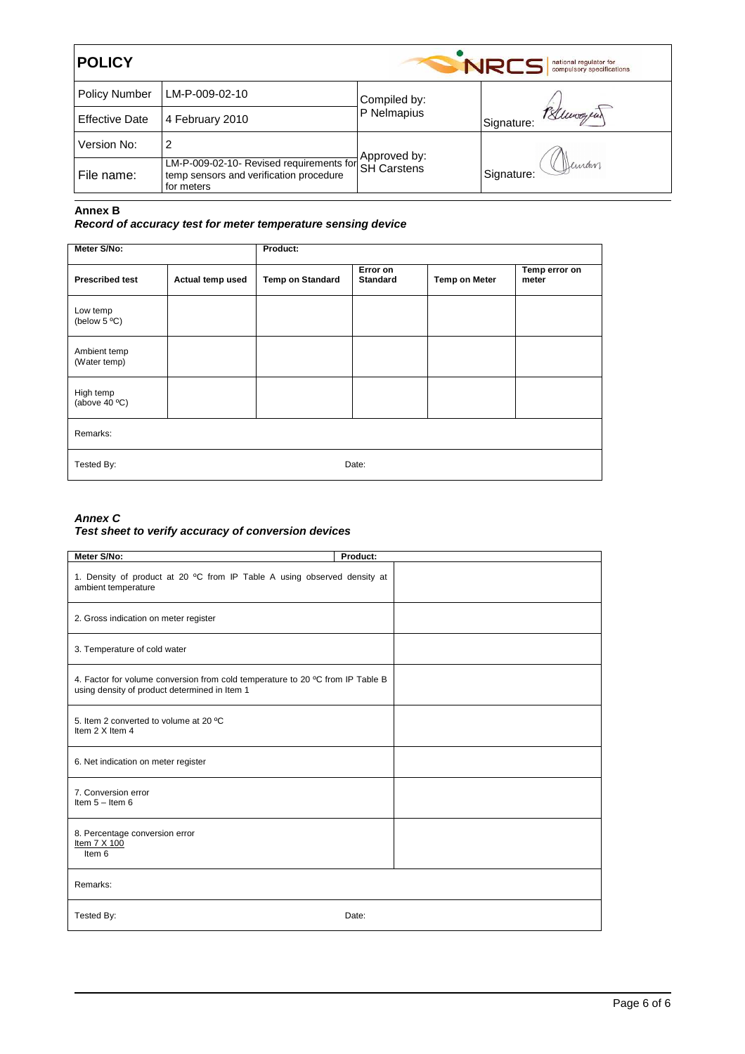| POLICY | | | |
|---|---|---|---|
| Policy Number | LM-P-009-02-10 | Compiled by: P Nelmapius | Signature: |
| Effective Date | 4 February 2010 | | |
| Version No: | 2 | Approved by: SH Carstens | Signature: |
| File name: | LM-P-009-02-10- Revised requirements for temp sensors and verification procedure for meters | | |

**Annex B**

***Record of accuracy test for meter temperature sensing device***

| Meter S/No: | | Product: | | | |
|---|---|---|---|---|---|
| **Prescribed test** | **Actual temp used** | **Temp on Standard** | **Error on Standard** | **Temp on Meter** | **Temp error on meter** |
| Low temp (below 5 ºC) | | | | | |
| Ambient temp (Water temp) | | | | | |
| High temp (above 40 ºC) | | | | | |
| Remarks: | | | | | |
| Tested By: | | | Date: | | |

***Annex C***

***Test sheet to verify accuracy of conversion devices***

| Meter S/No: | Product: |
|---|---|
| 1. Density of product at 20 ºC from IP Table A using observed density at ambient temperature | |
| 2. Gross indication on meter register | |
| 3. Temperature of cold water | |
| 4. Factor for volume conversion from cold temperature to 20 ºC from IP Table B using density of product determined in Item 1 | |
| 5. Item 2 converted to volume at 20 ºC<br>Item 2 X Item 4 | |
| 6. Net indication on meter register | |
| 7. Conversion error<br>Item 5 – Item 6 | |
| 8. Percentage conversion error<br>$\frac{\text{Item 7 X 100}}{\text{Item 6}}$ | |
| Remarks: | |
| Tested By: | Date: |